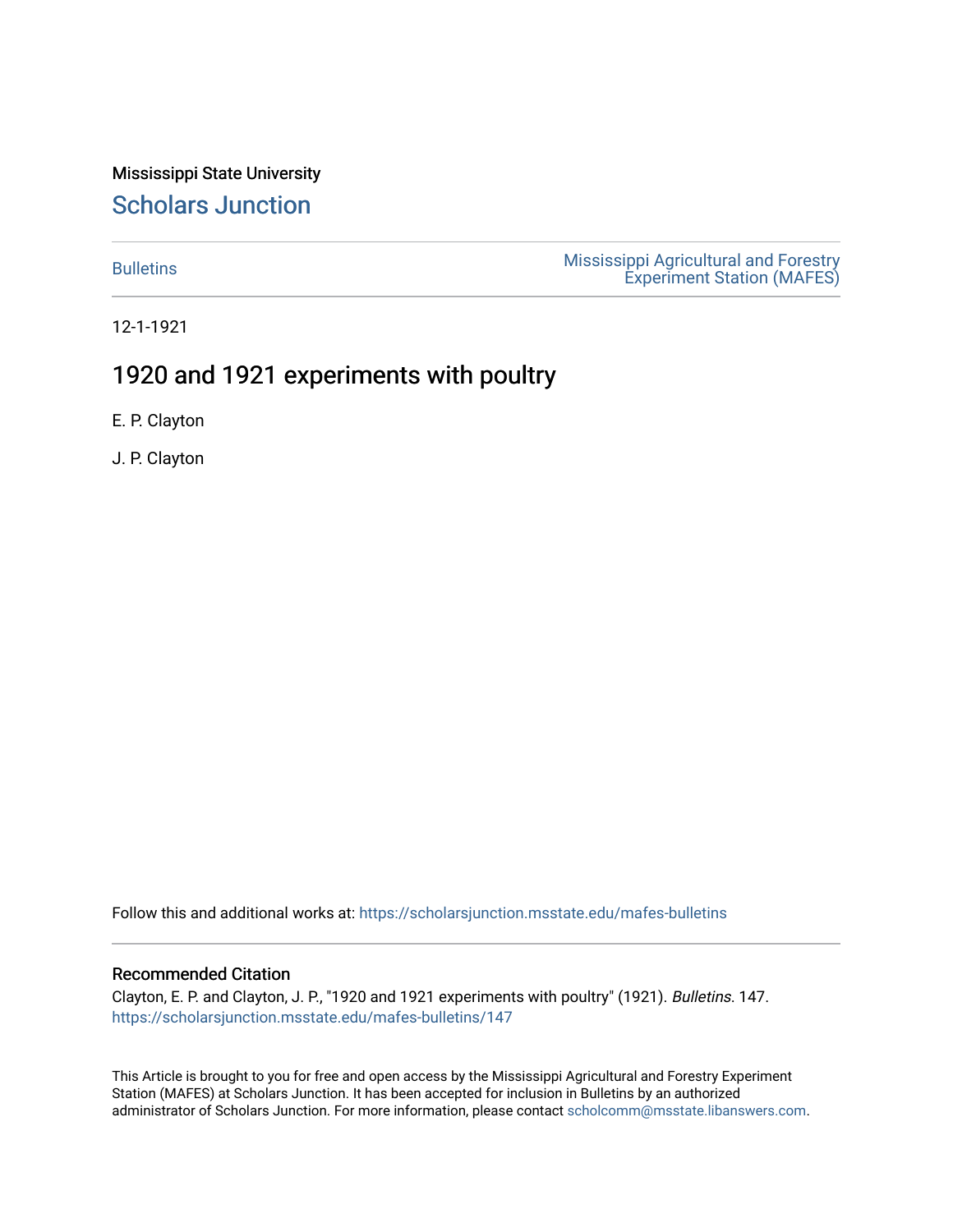Mississippi State University

# Scholars Junction

Bulletins

Mississippi Agricultural and Forestry Experiment Station (MAFES)

12-1-1921

## 1920 and 1921 experiments with poultry

E. P. Clayton

J. P. Clayton

Follow this and additional works at: https://scholarsjunction.msstate.edu/mafes-bulletins

### Recommended Citation

Clayton, E. P. and Clayton, J. P., "1920 and 1921 experiments with poultry" (1921). *Bulletins*. 147.
https://scholarsjunction.msstate.edu/mafes-bulletins/147

This Article is brought to you for free and open access by the Mississippi Agricultural and Forestry Experiment Station (MAFES) at Scholars Junction. It has been accepted for inclusion in Bulletins by an authorized administrator of Scholars Junction. For more information, please contact scholcomm@msstate.libanswers.com.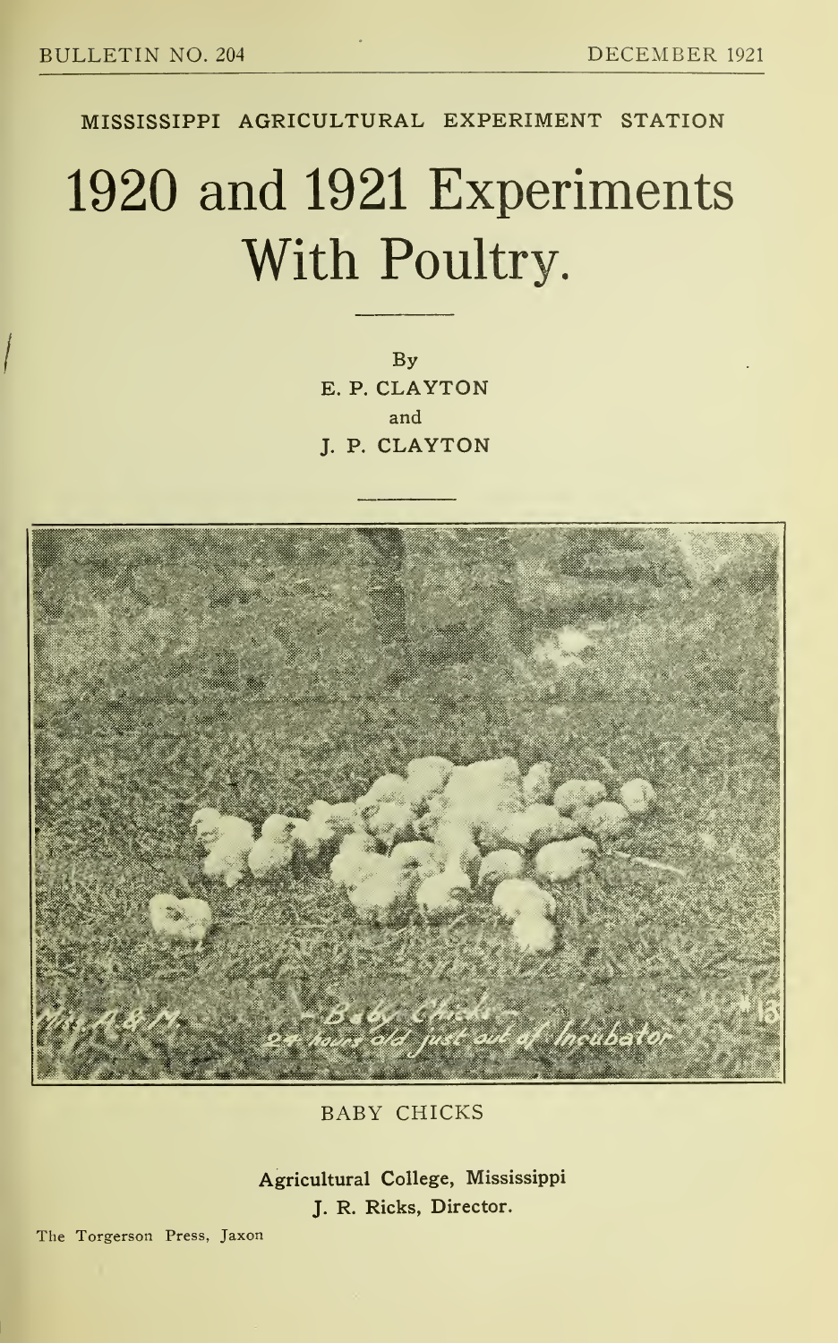BULLETIN NO. 204 DECEMBER 1921

MISSISSIPPI AGRICULTURAL EXPERIMENT STATION

# 1920 and 1921 Experiments With Poultry.

By
E. P. CLAYTON
and
J. P. CLAYTON

BABY CHICKS

Agricultural College, Mississippi
J. R. Ricks, Director.

The Torgerson Press, Jaxon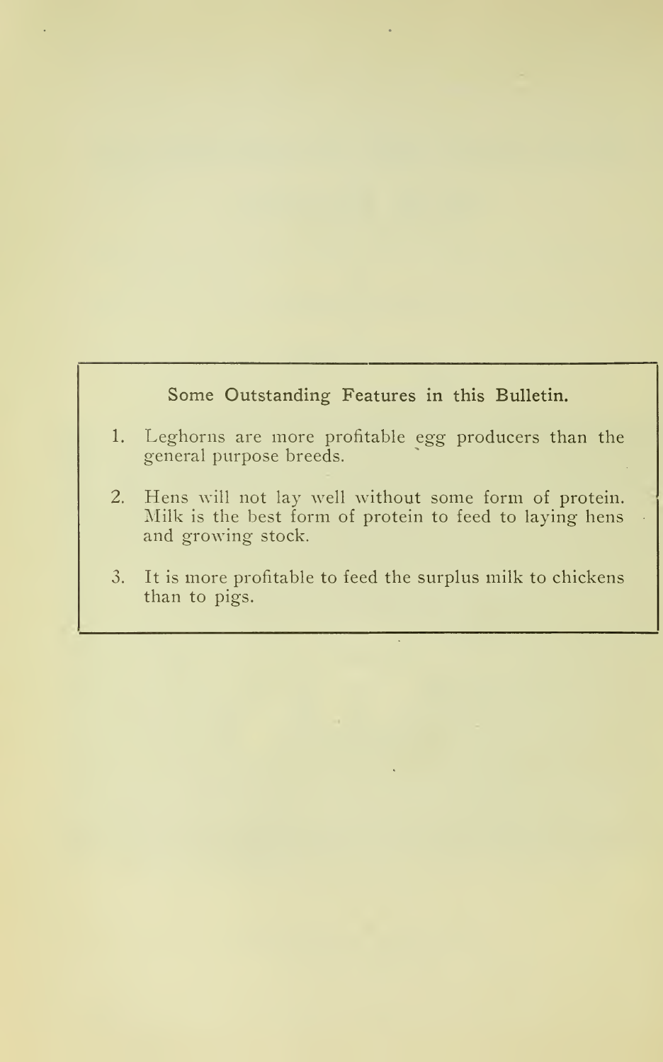### Some Outstanding Features in this Bulletin.

1. Leghorns are more profitable egg producers than the general purpose breeds.

2. Hens will not lay well without some form of protein. Milk is the best form of protein to feed to laying hens and growing stock.

3. It is more profitable to feed the surplus milk to chickens than to pigs.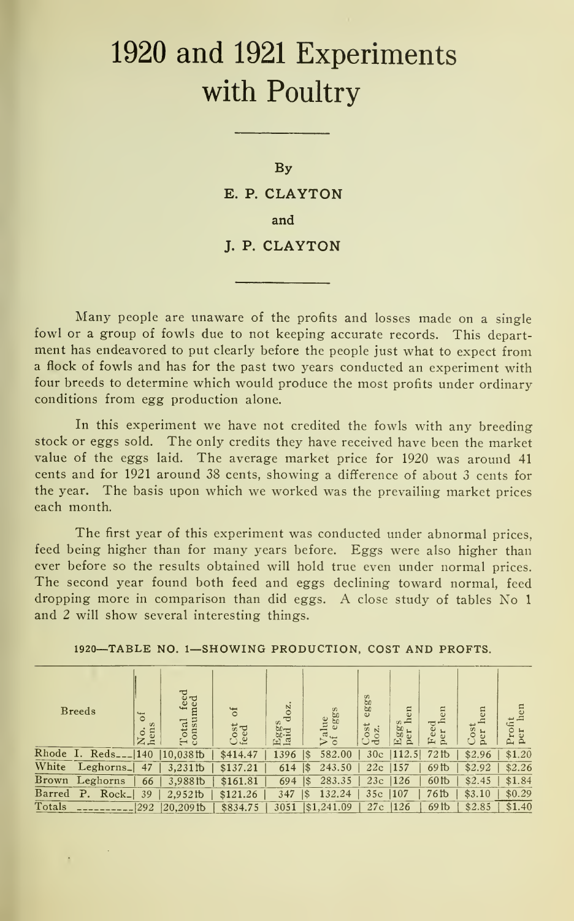# 1920 and 1921 Experiments with Poultry

By

E. P. CLAYTON

and

J. P. CLAYTON

Many people are unaware of the profits and losses made on a single fowl or a group of fowls due to not keeping accurate records. This department has endeavored to put clearly before the people just what to expect from a flock of fowls and has for the past two years conducted an experiment with four breeds to determine which would produce the most profits under ordinary conditions from egg production alone.

In this experiment we have not credited the fowls with any breeding stock or eggs sold. The only credits they have received have been the market value of the eggs laid. The average market price for 1920 was around 41 cents and for 1921 around 38 cents, showing a difference of about 3 cents for the year. The basis upon which we worked was the prevailing market prices each month.

The first year of this experiment was conducted under abnormal prices, feed being higher than for many years before. Eggs were also higher than ever before so the results obtained will hold true even under normal prices. The second year found both feed and eggs declining toward normal, feed dropping more in comparison than did eggs. A close study of tables No 1 and 2 will show several interesting things.

1920—TABLE NO. 1—SHOWING PRODUCTION, COST AND PROFTS.

| Breeds | No. of hens | Total feed consumed | Cost of feed | Eggs laid doz. | Value of eggs | Cost eggs doz. | Eggs per hen | Feed per hen | Cost per hen | Profit per hen |
|---|---|---|---|---|---|---|---|---|---|---|
| Rhode I. Reds | 140 | 10,038 lb | $414.47 | 1396 | $ 582.00 | 30c | 112.5 | 72 lb | $2.96 | $1.20 |
| White Leghorns | 47 | 3,231 lb | $137.21 | 614 | $ 243.50 | 22c | 157 | 69 lb | $2.92 | $2.26 |
| Brown Leghorns | 66 | 3,988 lb | $161.81 | 694 | $ 283.35 | 23c | 126 | 60 lb | $2.45 | $1.84 |
| Barred P. Rock | 39 | 2,952 lb | $121.26 | 347 | $ 132.24 | 35c | 107 | 76 lb | $3.10 | $0.29 |
| Totals | 292 | 20,209 lb | $834.75 | 3051 | $1,241.09 | 27c | 126 | 69 lb | $2.85 | $1.40 |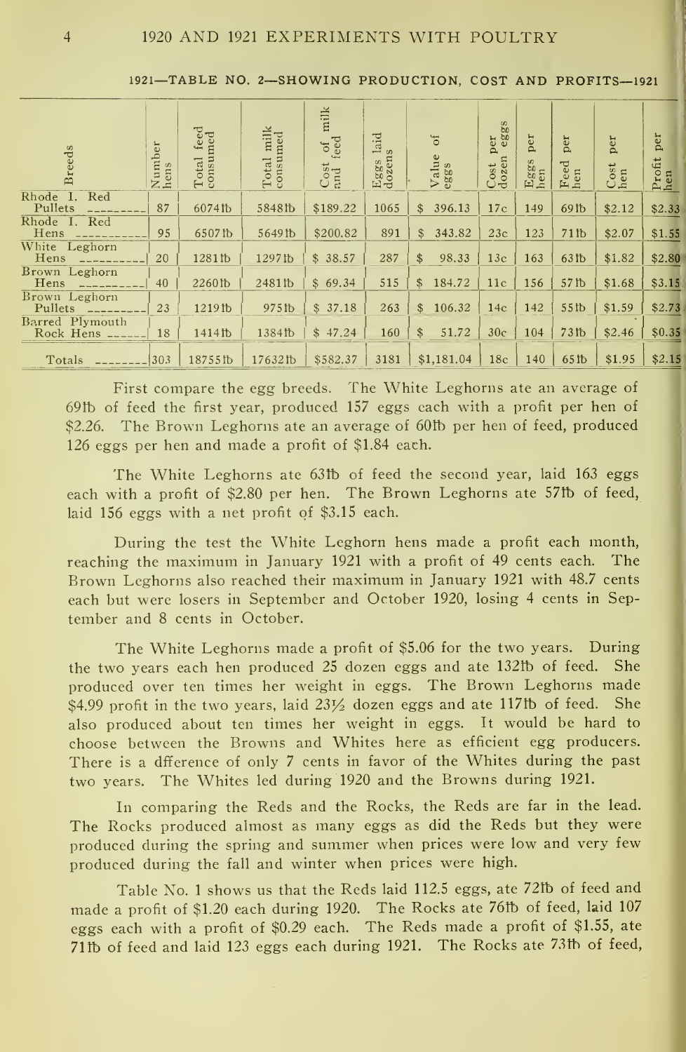1921—TABLE NO. 2—SHOWING PRODUCTION, COST AND PROFITS—1921

| Breeds | Number hens | Total feed consumed | Total milk consumed | Cost of milk and feed | Eggs laid dozens | Value of eggs | Cost per dozen eggs | Eggs per hen | Feed per hen | Cost per hen | Profit per hen |
|---|---|---|---|---|---|---|---|---|---|---|---|
| Rhode I. Red Pullets | 87 | 6074 lb | 5848 lb | $189.22 | 1065 | $ 396.13 | 17c | 149 | 69 lb | $2.12 | $2.33 |
| Rhode I. Red Hens | 95 | 6507 lb | 5649 lb | $200.82 | 891 | $ 343.82 | 23c | 123 | 71 lb | $2.07 | $1.55 |
| White Leghorn Hens | 20 | 1281 lb | 1297 lb | $ 38.57 | 287 | $ 98.33 | 13c | 163 | 63 lb | $1.82 | $2.80 |
| Brown Leghorn Hens | 40 | 2260 lb | 2481 lb | $ 69.34 | 515 | $ 184.72 | 11c | 156 | 57 lb | $1.68 | $3.15 |
| Brown Leghorn Pullets | 23 | 1219 lb | 975 lb | $ 37.18 | 263 | $ 106.32 | 14c | 142 | 55 lb | $1.59 | $2.73 |
| Barred Plymouth Rock Hens | 18 | 1414 lb | 1384 lb | $ 47.24 | 160 | $ 51.72 | 30c | 104 | 73 lb | $2.46 | $0.35 |
| Totals | 303 | 18755 lb | 17632 lb | $582.37 | 3181 | $1,181.04 | 18c | 140 | 65 lb | $1.95 | $2.15 |

First compare the egg breeds. The White Leghorns ate an average of 69 lb of feed the first year, produced 157 eggs each with a profit per hen of $2.26. The Brown Leghorns ate an average of 60 lb per hen of feed, produced 126 eggs per hen and made a profit of $1.84 each.

The White Leghorns ate 63 lb of feed the second year, laid 163 eggs each with a profit of $2.80 per hen. The Brown Leghorns ate 57 lb of feed, laid 156 eggs with a net profit of $3.15 each.

During the test the White Leghorn hens made a profit each month, reaching the maximum in January 1921 with a profit of 49 cents each. The Brown Leghorns also reached their maximum in January 1921 with 48.7 cents each but were losers in September and October 1920, losing 4 cents in September and 8 cents in October.

The White Leghorns made a profit of $5.06 for the two years. During the two years each hen produced 25 dozen eggs and ate 132 lb of feed. She produced over ten times her weight in eggs. The Brown Leghorns made $4.99 profit in the two years, laid 23½ dozen eggs and ate 117 lb of feed. She also produced about ten times her weight in eggs. It would be hard to choose between the Browns and Whites here as efficient egg producers. There is a dfference of only 7 cents in favor of the Whites during the past two years. The Whites led during 1920 and the Browns during 1921.

In comparing the Reds and the Rocks, the Reds are far in the lead. The Rocks produced almost as many eggs as did the Reds but they were produced during the spring and summer when prices were low and very few produced during the fall and winter when prices were high.

Table No. 1 shows us that the Reds laid 112.5 eggs, ate 72 lb of feed and made a profit of $1.20 each during 1920. The Rocks ate 76 lb of feed, laid 107 eggs each with a profit of $0.29 each. The Reds made a profit of $1.55, ate 71 lb of feed and laid 123 eggs each during 1921. The Rocks ate 73 lb of feed,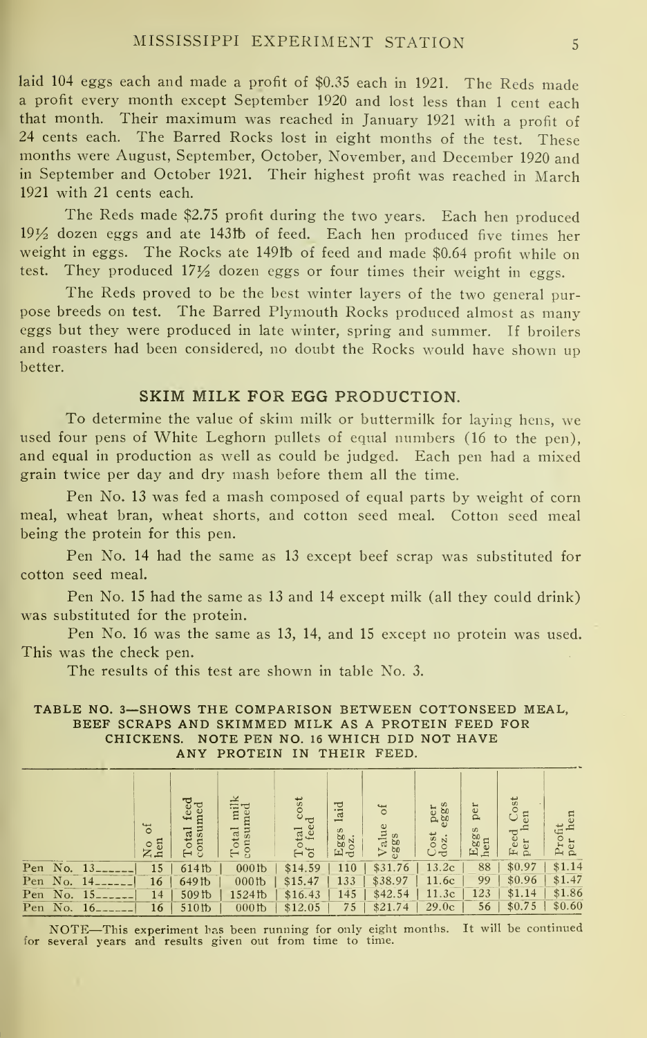laid 104 eggs each and made a profit of $0.35 each in 1921. The Reds made a profit every month except September 1920 and lost less than 1 cent each that month. Their maximum was reached in January 1921 with a profit of 24 cents each. The Barred Rocks lost in eight months of the test. These months were August, September, October, November, and December 1920 and in September and October 1921. Their highest profit was reached in March 1921 with 21 cents each.

The Reds made $2.75 profit during the two years. Each hen produced 19½ dozen eggs and ate 143lb of feed. Each hen produced five times her weight in eggs. The Rocks ate 149lb of feed and made $0.64 profit while on test. They produced 17½ dozen eggs or four times their weight in eggs.

The Reds proved to be the best winter layers of the two general purpose breeds on test. The Barred Plymouth Rocks produced almost as many eggs but they were produced in late winter, spring and summer. If broilers and roasters had been considered, no doubt the Rocks would have shown up better.

## SKIM MILK FOR EGG PRODUCTION.

To determine the value of skim milk or buttermilk for laying hens, we used four pens of White Leghorn pullets of equal numbers (16 to the pen), and equal in production as well as could be judged. Each pen had a mixed grain twice per day and dry mash before them all the time.

Pen No. 13 was fed a mash composed of equal parts by weight of corn meal, wheat bran, wheat shorts, and cotton seed meal. Cotton seed meal being the protein for this pen.

Pen No. 14 had the same as 13 except beef scrap was substituted for cotton seed meal.

Pen No. 15 had the same as 13 and 14 except milk (all they could drink) was substituted for the protein.

Pen No. 16 was the same as 13, 14, and 15 except no protein was used. This was the check pen.

The results of this test are shown in table No. 3.

**TABLE NO. 3—SHOWS THE COMPARISON BETWEEN COTTONSEED MEAL, BEEF SCRAPS AND SKIMMED MILK AS A PROTEIN FEED FOR CHICKENS. NOTE PEN NO. 16 WHICH DID NOT HAVE ANY PROTEIN IN THEIR FEED.**

| | No of hen | Total feed consumed | Total milk consumed | Total cost of feed | Eggs laid doz. | Value of eggs | Cost per doz. eggs | Eggs per hen | Feed Cost per hen | Profit per hen |
|---|---|---|---|---|---|---|---|---|---|---|
| Pen No. 13 | 15 | 614lb | 000lb | $14.59 | 110 | $31.76 | 13.2c | 88 | $0.97 | $1.14 |
| Pen No. 14 | 16 | 649lb | 000lb | $15.47 | 133 | $38.97 | 11.6c | 99 | $0.96 | $1.47 |
| Pen No. 15 | 14 | 509lb | 1524lb | $16.43 | 145 | $42.54 | 11.3c | 123 | $1.14 | $1.86 |
| Pen No. 16 | 16 | 510lb | 000lb | $12.05 | 75 | $21.74 | 29.0c | 56 | $0.75 | $0.60 |

NOTE—This experiment has been running for only eight months. It will be continued for several years and results given out from time to time.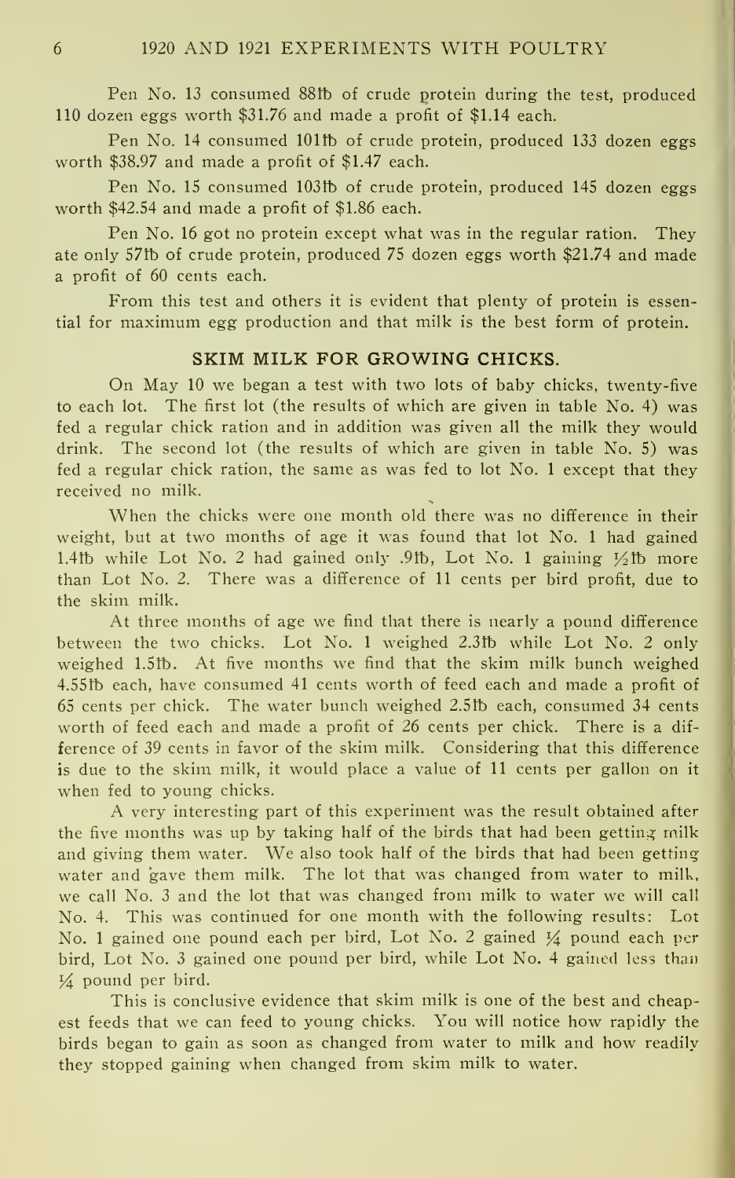Pen No. 13 consumed 88lb of crude protein during the test, produced 110 dozen eggs worth $31.76 and made a profit of $1.14 each.

Pen No. 14 consumed 101lb of crude protein, produced 133 dozen eggs worth $38.97 and made a profit of $1.47 each.

Pen No. 15 consumed 103lb of crude protein, produced 145 dozen eggs worth $42.54 and made a profit of $1.86 each.

Pen No. 16 got no protein except what was in the regular ration. They ate only 57lb of crude protein, produced 75 dozen eggs worth $21.74 and made a profit of 60 cents each.

From this test and others it is evident that plenty of protein is essential for maximum egg production and that milk is the best form of protein.

## SKIM MILK FOR GROWING CHICKS.

On May 10 we began a test with two lots of baby chicks, twenty-five to each lot. The first lot (the results of which are given in table No. 4) was fed a regular chick ration and in addition was given all the milk they would drink. The second lot (the results of which are given in table No. 5) was fed a regular chick ration, the same as was fed to lot No. 1 except that they received no milk.

When the chicks were one month old there was no difference in their weight, but at two months of age it was found that lot No. 1 had gained 1.4lb while Lot No. 2 had gained only .9lb, Lot No. 1 gaining ½lb more than Lot No. 2. There was a difference of 11 cents per bird profit, due to the skim milk.

At three months of age we find that there is nearly a pound difference between the two chicks. Lot No. 1 weighed 2.3lb while Lot No. 2 only weighed 1.5lb. At five months we find that the skim milk bunch weighed 4.55lb each, have consumed 41 cents worth of feed each and made a profit of 65 cents per chick. The water bunch weighed 2.5lb each, consumed 34 cents worth of feed each and made a profit of 26 cents per chick. There is a difference of 39 cents in favor of the skim milk. Considering that this difference is due to the skim milk, it would place a value of 11 cents per gallon on it when fed to young chicks.

A very interesting part of this experiment was the result obtained after the five months was up by taking half of the birds that had been getting milk and giving them water. We also took half of the birds that had been getting water and gave them milk. The lot that was changed from water to milk, we call No. 3 and the lot that was changed from milk to water we will call No. 4. This was continued for one month with the following results: Lot No. 1 gained one pound each per bird, Lot No. 2 gained ¼ pound each per bird, Lot No. 3 gained one pound per bird, while Lot No. 4 gained less than ¼ pound per bird.

This is conclusive evidence that skim milk is one of the best and cheapest feeds that we can feed to young chicks. You will notice how rapidly the birds began to gain as soon as changed from water to milk and how readily they stopped gaining when changed from skim milk to water.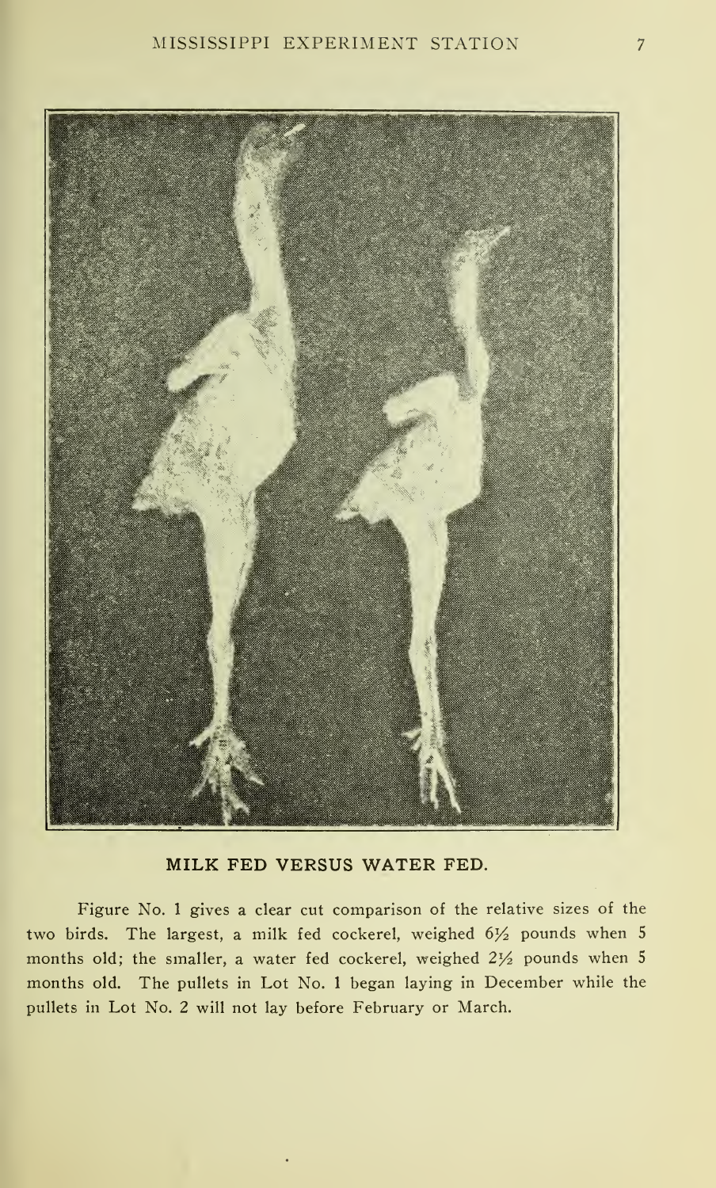**MILK FED VERSUS WATER FED.**

Figure No. 1 gives a clear cut comparison of the relative sizes of the two birds. The largest, a milk fed cockerel, weighed 6½ pounds when 5 months old; the smaller, a water fed cockerel, weighed 2½ pounds when 5 months old. The pullets in Lot No. 1 began laying in December while the pullets in Lot No. 2 will not lay before February or March.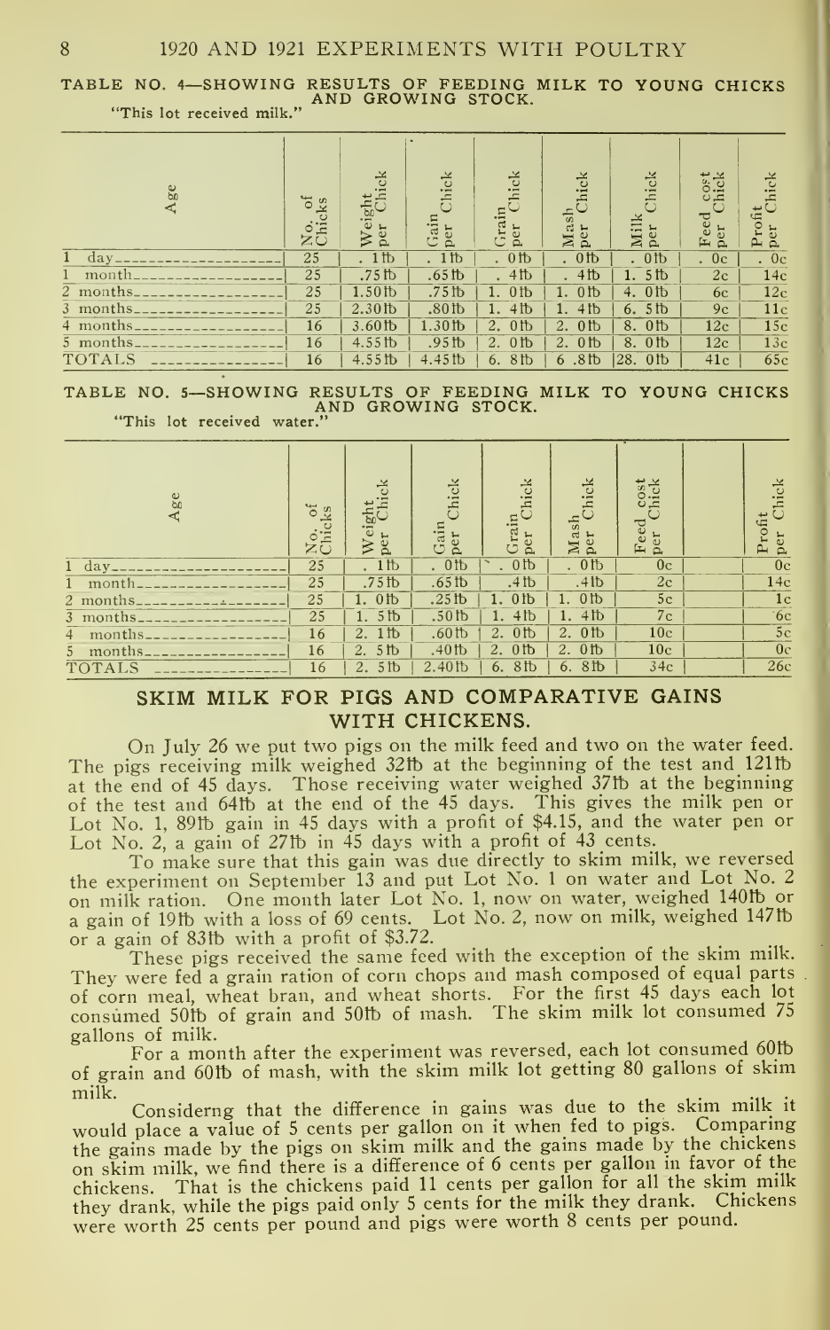TABLE NO. 4—SHOWING RESULTS OF FEEDING MILK TO YOUNG CHICKS AND GROWING STOCK.

"This lot received milk."

| Age | No. of Chicks | Weight per Chick | Gain per Chick | Grain per Chick | Mash per Chick | Milk per Chick | Feed cost per Chick | Profit per Chick |
|---|---|---|---|---|---|---|---|---|
| 1 day | 25 | . 1 lb | . 1 lb | . 0 lb | . 0 lb | . 0 lb | . 0c | . 0c |
| 1 month | 25 | .75 lb | .65 lb | . 4 lb | . 4 lb | 1. 5 lb | 2c | 14c |
| 2 months | 25 | 1.50 lb | .75 lb | 1. 0 lb | 1. 0 lb | 4. 0 lb | 6c | 12c |
| 3 months | 25 | 2.30 lb | .80 lb | 1. 4 lb | 1. 4 lb | 6. 5 lb | 9c | 11c |
| 4 months | 16 | 3.60 lb | 1.30 lb | 2. 0 lb | 2. 0 lb | 8. 0 lb | 12c | 15c |
| 5 months | 16 | 4.55 lb | .95 lb | 2. 0 lb | 2. 0 lb | 8. 0 lb | 12c | 13c |
| TOTALS | 16 | 4.55 lb | 4.45 lb | 6. 8 lb | 6 .8 lb | 28. 0 lb | 41c | 65c |

TABLE NO. 5—SHOWING RESULTS OF FEEDING MILK TO YOUNG CHICKS AND GROWING STOCK.

"This lot received water."

| Age | No. of Chicks | Weight per Chick | Gain per Chick | Grain per Chick | Mash per Chick | Feed cost per Chick | | Profit per Chick |
|---|---|---|---|---|---|---|---|---|
| 1 day | 25 | . 1 lb | . 0 lb | . 0 lb | . 0 lb | 0c | | 0c |
| 1 month | 25 | .75 lb | .65 lb | .4 lb | .4 lb | 2c | | 14c |
| 2 months | 25 | 1. 0 lb | .25 lb | 1. 0 lb | 1. 0 lb | 5c | | 1c |
| 3 months | 25 | 1. 5 lb | .50 lb | 1. 4 lb | 1. 4 lb | 7c | | 6c |
| 4 months | 16 | 2. 1 lb | .60 lb | 2. 0 lb | 2. 0 lb | 10c | | 5c |
| 5 months | 16 | 2. 5 lb | .40 lb | 2. 0 lb | 2. 0 lb | 10c | | 0c |
| TOTALS | 16 | 2. 5 lb | 2.40 lb | 6. 8 lb | 6. 8 lb | 34c | | 26c |

## SKIM MILK FOR PIGS AND COMPARATIVE GAINS WITH CHICKENS.

On July 26 we put two pigs on the milk feed and two on the water feed. The pigs receiving milk weighed 32 lb at the beginning of the test and 121 lb at the end of 45 days. Those receiving water weighed 37 lb at the beginning of the test and 64 lb at the end of the 45 days. This gives the milk pen or Lot No. 1, 89 lb gain in 45 days with a profit of $4.15, and the water pen or Lot No. 2, a gain of 27 lb in 45 days with a profit of 43 cents.

To make sure that this gain was due directly to skim milk, we reversed the experiment on September 13 and put Lot No. 1 on water and Lot No. 2 on milk ration. One month later Lot No. 1, now on water, weighed 140 lb or a gain of 19 lb with a loss of 69 cents. Lot No. 2, now on milk, weighed 147 lb or a gain of 83 lb with a profit of $3.72.

These pigs received the same feed with the exception of the skim milk. They were fed a grain ration of corn chops and mash composed of equal parts of corn meal, wheat bran, and wheat shorts. For the first 45 days each lot consumed 50 lb of grain and 50 lb of mash. The skim milk lot consumed 75 gallons of milk.

For a month after the experiment was reversed, each lot consumed 60 lb of grain and 60 lb of mash, with the skim milk lot getting 80 gallons of skim milk.

Considerng that the difference in gains was due to the skim milk it would place a value of 5 cents per gallon on it when fed to pigs. Comparing the gains made by the pigs on skim milk and the gains made by the chickens on skim milk, we find there is a difference of 6 cents per gallon in favor of the chickens. That is the chickens paid 11 cents per gallon for all the skim milk they drank, while the pigs paid only 5 cents for the milk they drank. Chickens were worth 25 cents per pound and pigs were worth 8 cents per pound.